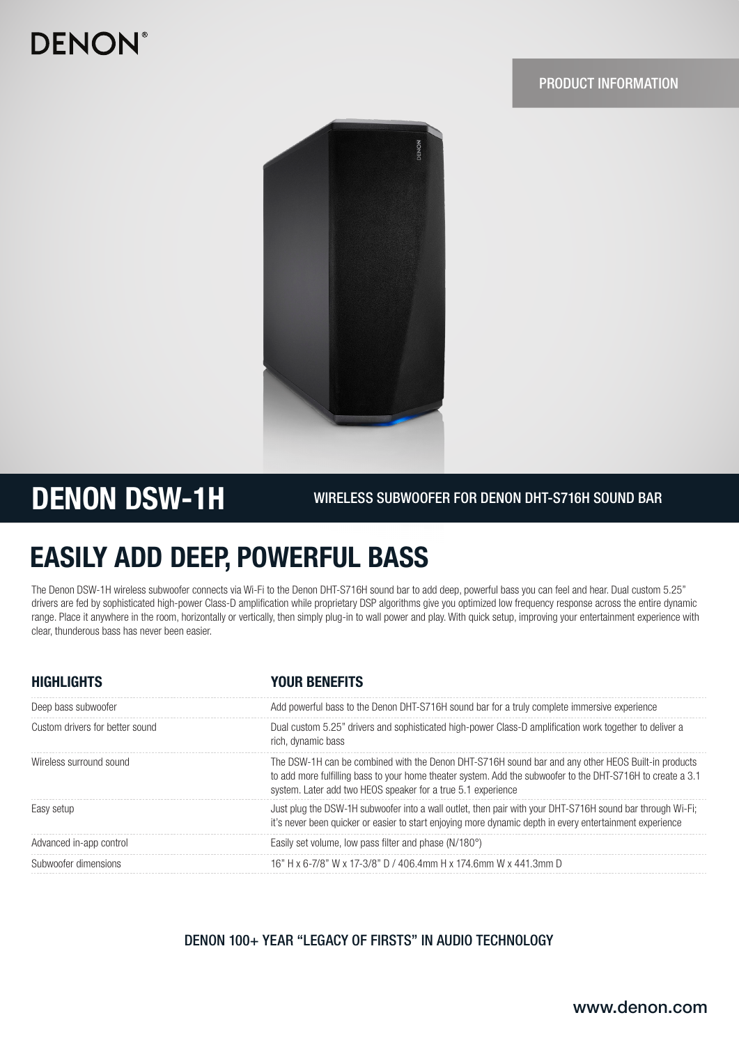DENON®

PRODUCT INFORMATION

# DENON DSW-1H

WIRELESS SUBWOOFER FOR DENON DHT-S716H SOUND BAR

## EASILY ADD DEEP, POWERFUL BASS

The Denon DSW-1H wireless subwoofer connects via Wi-Fi to the Denon DHT-S716H sound bar to add deep, powerful bass you can feel and hear. Dual custom 5.25" drivers are fed by sophisticated high-power Class-D amplification while proprietary DSP algorithms give you optimized low frequency response across the entire dynamic range. Place it anywhere in the room, horizontally or vertically, then simply plug-in to wall power and play. With quick setup, improving your entertainment experience with clear, thunderous bass has never been easier.

| HIGHLIGHTS | YOUR BENEFITS |
|---|---|
| Deep bass subwoofer | Add powerful bass to the Denon DHT-S716H sound bar for a truly complete immersive experience |
| Custom drivers for better sound | Dual custom 5.25" drivers and sophisticated high-power Class-D amplification work together to deliver a rich, dynamic bass |
| Wireless surround sound | The DSW-1H can be combined with the Denon DHT-S716H sound bar and any other HEOS Built-in products to add more fulfilling bass to your home theater system. Add the subwoofer to the DHT-S716H to create a 3.1 system. Later add two HEOS speaker for a true 5.1 experience |
| Easy setup | Just plug the DSW-1H subwoofer into a wall outlet, then pair with your DHT-S716H sound bar through Wi-Fi; it's never been quicker or easier to start enjoying more dynamic depth in every entertainment experience |
| Advanced in-app control | Easily set volume, low pass filter and phase (N/180°) |
| Subwoofer dimensions | 16" H x 6-7/8" W x 17-3/8" D / 406.4mm H x 174.6mm W x 441.3mm D |

DENON 100+ YEAR "LEGACY OF FIRSTS" IN AUDIO TECHNOLOGY

www.denon.com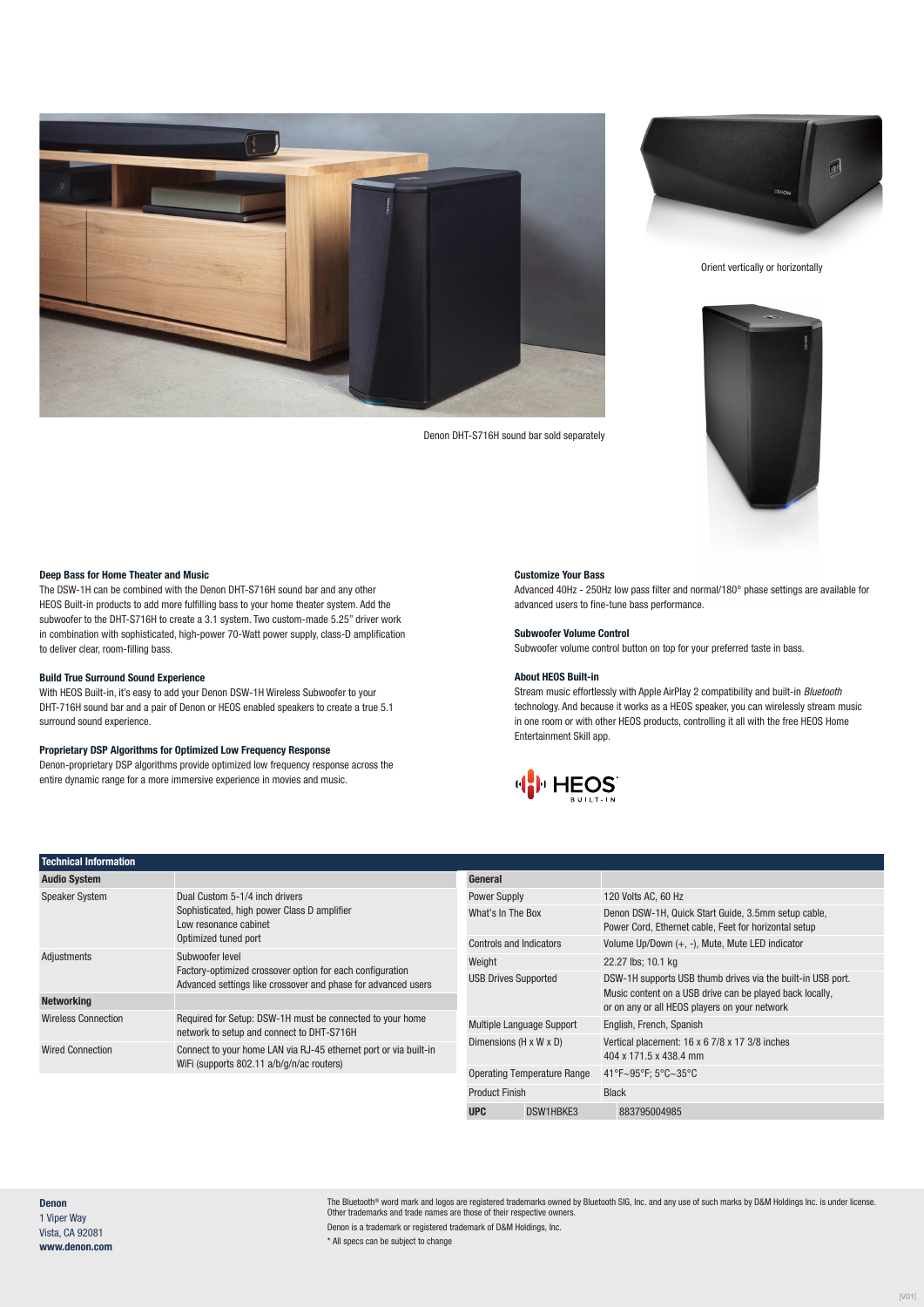Denon DHT-S716H sound bar sold separately

Orient vertically or horizontally

### Deep Bass for Home Theater and Music

The DSW-1H can be combined with the Denon DHT-S716H sound bar and any other HEOS Built-in products to add more fulfilling bass to your home theater system. Add the subwoofer to the DHT-S716H to create a 3.1 system. Two custom-made 5.25" driver work in combination with sophisticated, high-power 70-Watt power supply, class-D amplification to deliver clear, room-filling bass.

### Build True Surround Sound Experience

With HEOS Built-in, it's easy to add your Denon DSW-1H Wireless Subwoofer to your DHT-716H sound bar and a pair of Denon or HEOS enabled speakers to create a true 5.1 surround sound experience.

### Proprietary DSP Algorithms for Optimized Low Frequency Response

Denon-proprietary DSP algorithms provide optimized low frequency response across the entire dynamic range for a more immersive experience in movies and music.

### Customize Your Bass

Advanced 40Hz - 250Hz low pass filter and normal/180° phase settings are available for advanced users to fine-tune bass performance.

### Subwoofer Volume Control

Subwoofer volume control button on top for your preferred taste in bass.

### About HEOS Built-in

Stream music effortlessly with Apple AirPlay 2 compatibility and built-in *Bluetooth* technology. And because it works as a HEOS speaker, you can wirelessly stream music in one room or with other HEOS products, controlling it all with the free HEOS Home Entertainment Skill app.

HEOS BUILT-IN

## Technical Information

| Audio System | |
|---|---|
| Speaker System | Dual Custom 5-1/4 inch drivers<br>Sophisticated, high power Class D amplifier<br>Low resonance cabinet<br>Optimized tuned port |
| Adjustments | Subwoofer level<br>Factory-optimized crossover option for each configuration<br>Advanced settings like crossover and phase for advanced users |
| **Networking** | |
| Wireless Connection | Required for Setup: DSW-1H must be connected to your home network to setup and connect to DHT-S716H |
| Wired Connection | Connect to your home LAN via RJ-45 ethernet port or via built-in WiFi (supports 802.11 a/b/g/n/ac routers) |

| General | |
|---|---|
| Power Supply | 120 Volts AC, 60 Hz |
| What's In The Box | Denon DSW-1H, Quick Start Guide, 3.5mm setup cable, Power Cord, Ethernet cable, Feet for horizontal setup |
| Controls and Indicators | Volume Up/Down (+, -), Mute, Mute LED indicator |
| Weight | 22.27 lbs; 10.1 kg |
| USB Drives Supported | DSW-1H supports USB thumb drives via the built-in USB port. Music content on a USB drive can be played back locally, or on any or all HEOS players on your network |
| Multiple Language Support | English, French, Spanish |
| Dimensions (H x W x D) | Vertical placement: 16 x 6 7/8 x 17 3/8 inches<br>404 x 171.5 x 438.4 mm |
| Operating Temperature Range | 41°F~95°F; 5°C~35°C |
| Product Finish | Black |
| **UPC** DSW1HBKE3 | 883795004985 |

**Denon**
1 Viper Way
Vista, CA 92081
**www.denon.com**

The Bluetooth® word mark and logos are registered trademarks owned by Bluetooth SIG, Inc. and any use of such marks by D&M Holdings Inc. is under license. Other trademarks and trade names are those of their respective owners.

Denon is a trademark or registered trademark of D&M Holdings, Inc.

* All specs can be subject to change